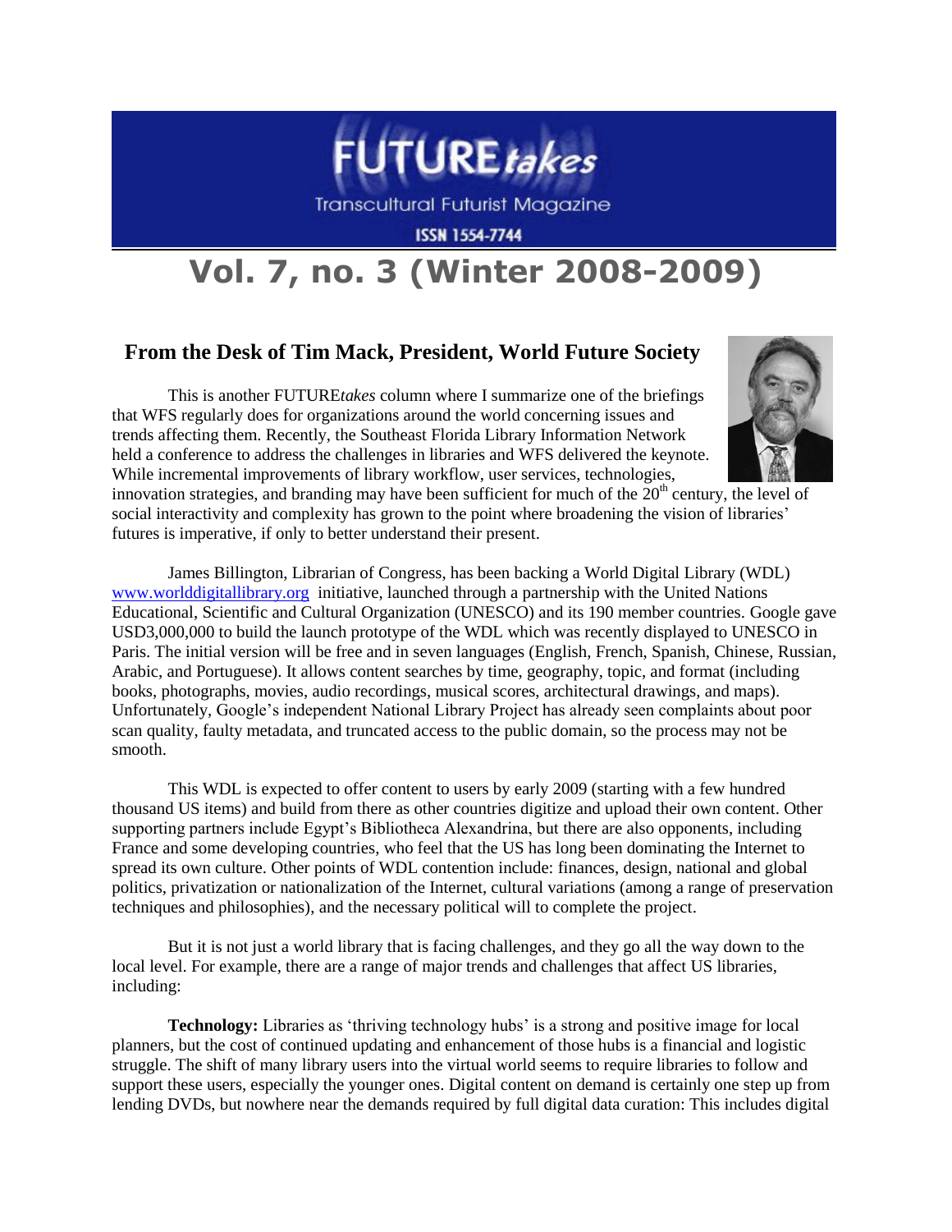# FUTURE*takes*

Transcultural Futurist Magazine

ISSN 1554-7744

# Vol. 7, no. 3 (Winter 2008-2009)

## From the Desk of Tim Mack, President, World Future Society

This is another FUTURE*takes* column where I summarize one of the briefings that WFS regularly does for organizations around the world concerning issues and trends affecting them. Recently, the Southeast Florida Library Information Network held a conference to address the challenges in libraries and WFS delivered the keynote. While incremental improvements of library workflow, user services, technologies, innovation strategies, and branding may have been sufficient for much of the 20th century, the level of social interactivity and complexity has grown to the point where broadening the vision of libraries' futures is imperative, if only to better understand their present.

James Billington, Librarian of Congress, has been backing a World Digital Library (WDL) www.worlddigitallibrary.org initiative, launched through a partnership with the United Nations Educational, Scientific and Cultural Organization (UNESCO) and its 190 member countries. Google gave USD3,000,000 to build the launch prototype of the WDL which was recently displayed to UNESCO in Paris. The initial version will be free and in seven languages (English, French, Spanish, Chinese, Russian, Arabic, and Portuguese). It allows content searches by time, geography, topic, and format (including books, photographs, movies, audio recordings, musical scores, architectural drawings, and maps). Unfortunately, Google's independent National Library Project has already seen complaints about poor scan quality, faulty metadata, and truncated access to the public domain, so the process may not be smooth.

This WDL is expected to offer content to users by early 2009 (starting with a few hundred thousand US items) and build from there as other countries digitize and upload their own content. Other supporting partners include Egypt's Bibliotheca Alexandrina, but there are also opponents, including France and some developing countries, who feel that the US has long been dominating the Internet to spread its own culture. Other points of WDL contention include: finances, design, national and global politics, privatization or nationalization of the Internet, cultural variations (among a range of preservation techniques and philosophies), and the necessary political will to complete the project.

But it is not just a world library that is facing challenges, and they go all the way down to the local level. For example, there are a range of major trends and challenges that affect US libraries, including:

**Technology:** Libraries as 'thriving technology hubs' is a strong and positive image for local planners, but the cost of continued updating and enhancement of those hubs is a financial and logistic struggle. The shift of many library users into the virtual world seems to require libraries to follow and support these users, especially the younger ones. Digital content on demand is certainly one step up from lending DVDs, but nowhere near the demands required by full digital data curation: This includes digital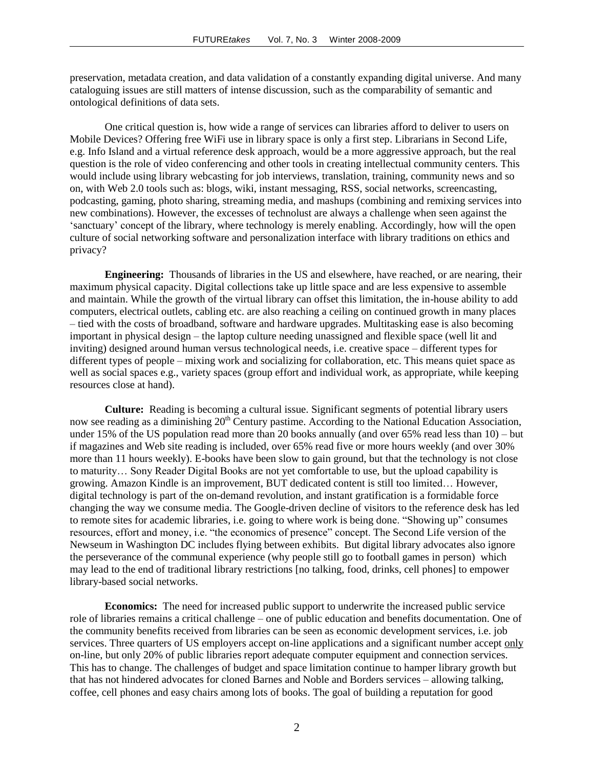preservation, metadata creation, and data validation of a constantly expanding digital universe. And many cataloguing issues are still matters of intense discussion, such as the comparability of semantic and ontological definitions of data sets.

One critical question is, how wide a range of services can libraries afford to deliver to users on Mobile Devices? Offering free WiFi use in library space is only a first step. Librarians in Second Life, e.g. Info Island and a virtual reference desk approach, would be a more aggressive approach, but the real question is the role of video conferencing and other tools in creating intellectual community centers. This would include using library webcasting for job interviews, translation, training, community news and so on, with Web 2.0 tools such as: blogs, wiki, instant messaging, RSS, social networks, screencasting, podcasting, gaming, photo sharing, streaming media, and mashups (combining and remixing services into new combinations). However, the excesses of technolust are always a challenge when seen against the 'sanctuary' concept of the library, where technology is merely enabling. Accordingly, how will the open culture of social networking software and personalization interface with library traditions on ethics and privacy?

**Engineering:** Thousands of libraries in the US and elsewhere, have reached, or are nearing, their maximum physical capacity. Digital collections take up little space and are less expensive to assemble and maintain. While the growth of the virtual library can offset this limitation, the in-house ability to add computers, electrical outlets, cabling etc. are also reaching a ceiling on continued growth in many places – tied with the costs of broadband, software and hardware upgrades. Multitasking ease is also becoming important in physical design – the laptop culture needing unassigned and flexible space (well lit and inviting) designed around human versus technological needs, i.e. creative space – different types for different types of people – mixing work and socializing for collaboration, etc. This means quiet space as well as social spaces e.g., variety spaces (group effort and individual work, as appropriate, while keeping resources close at hand).

**Culture:** Reading is becoming a cultural issue. Significant segments of potential library users now see reading as a diminishing 20th Century pastime. According to the National Education Association, under 15% of the US population read more than 20 books annually (and over 65% read less than 10) – but if magazines and Web site reading is included, over 65% read five or more hours weekly (and over 30% more than 11 hours weekly). E-books have been slow to gain ground, but that the technology is not close to maturity… Sony Reader Digital Books are not yet comfortable to use, but the upload capability is growing. Amazon Kindle is an improvement, BUT dedicated content is still too limited… However, digital technology is part of the on-demand revolution, and instant gratification is a formidable force changing the way we consume media. The Google-driven decline of visitors to the reference desk has led to remote sites for academic libraries, i.e. going to where work is being done. "Showing up" consumes resources, effort and money, i.e. "the economics of presence" concept. The Second Life version of the Newseum in Washington DC includes flying between exhibits. But digital library advocates also ignore the perseverance of the communal experience (why people still go to football games in person) which may lead to the end of traditional library restrictions [no talking, food, drinks, cell phones] to empower library-based social networks.

**Economics:** The need for increased public support to underwrite the increased public service role of libraries remains a critical challenge – one of public education and benefits documentation. One of the community benefits received from libraries can be seen as economic development services, i.e. job services. Three quarters of US employers accept on-line applications and a significant number accept only on-line, but only 20% of public libraries report adequate computer equipment and connection services. This has to change. The challenges of budget and space limitation continue to hamper library growth but that has not hindered advocates for cloned Barnes and Noble and Borders services – allowing talking, coffee, cell phones and easy chairs among lots of books. The goal of building a reputation for good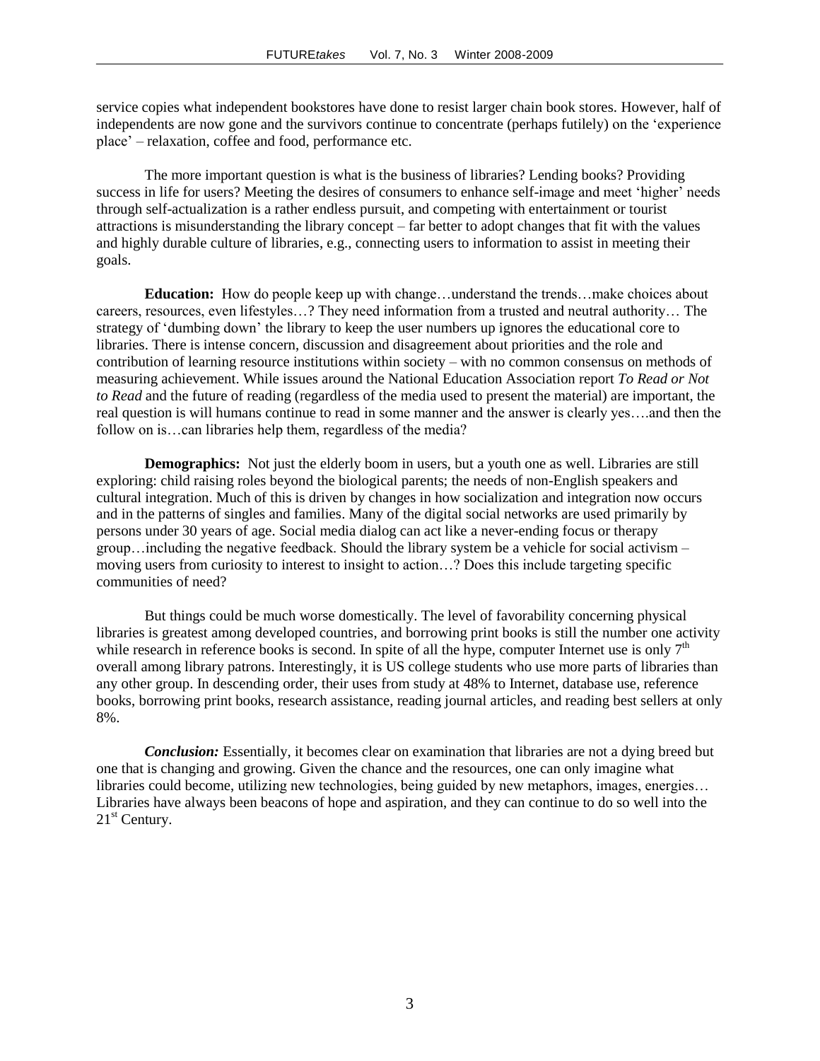service copies what independent bookstores have done to resist larger chain book stores. However, half of independents are now gone and the survivors continue to concentrate (perhaps futilely) on the 'experience place' – relaxation, coffee and food, performance etc.

The more important question is what is the business of libraries? Lending books? Providing success in life for users? Meeting the desires of consumers to enhance self-image and meet 'higher' needs through self-actualization is a rather endless pursuit, and competing with entertainment or tourist attractions is misunderstanding the library concept – far better to adopt changes that fit with the values and highly durable culture of libraries, e.g., connecting users to information to assist in meeting their goals.

**Education:** How do people keep up with change…understand the trends…make choices about careers, resources, even lifestyles…? They need information from a trusted and neutral authority… The strategy of 'dumbing down' the library to keep the user numbers up ignores the educational core to libraries. There is intense concern, discussion and disagreement about priorities and the role and contribution of learning resource institutions within society – with no common consensus on methods of measuring achievement. While issues around the National Education Association report *To Read or Not to Read* and the future of reading (regardless of the media used to present the material) are important, the real question is will humans continue to read in some manner and the answer is clearly yes….and then the follow on is…can libraries help them, regardless of the media?

**Demographics:** Not just the elderly boom in users, but a youth one as well. Libraries are still exploring: child raising roles beyond the biological parents; the needs of non-English speakers and cultural integration. Much of this is driven by changes in how socialization and integration now occurs and in the patterns of singles and families. Many of the digital social networks are used primarily by persons under 30 years of age. Social media dialog can act like a never-ending focus or therapy group…including the negative feedback. Should the library system be a vehicle for social activism – moving users from curiosity to interest to insight to action…? Does this include targeting specific communities of need?

But things could be much worse domestically. The level of favorability concerning physical libraries is greatest among developed countries, and borrowing print books is still the number one activity while research in reference books is second. In spite of all the hype, computer Internet use is only 7th overall among library patrons. Interestingly, it is US college students who use more parts of libraries than any other group. In descending order, their uses from study at 48% to Internet, database use, reference books, borrowing print books, research assistance, reading journal articles, and reading best sellers at only 8%.

***Conclusion:*** Essentially, it becomes clear on examination that libraries are not a dying breed but one that is changing and growing. Given the chance and the resources, one can only imagine what libraries could become, utilizing new technologies, being guided by new metaphors, images, energies… Libraries have always been beacons of hope and aspiration, and they can continue to do so well into the 21st Century.